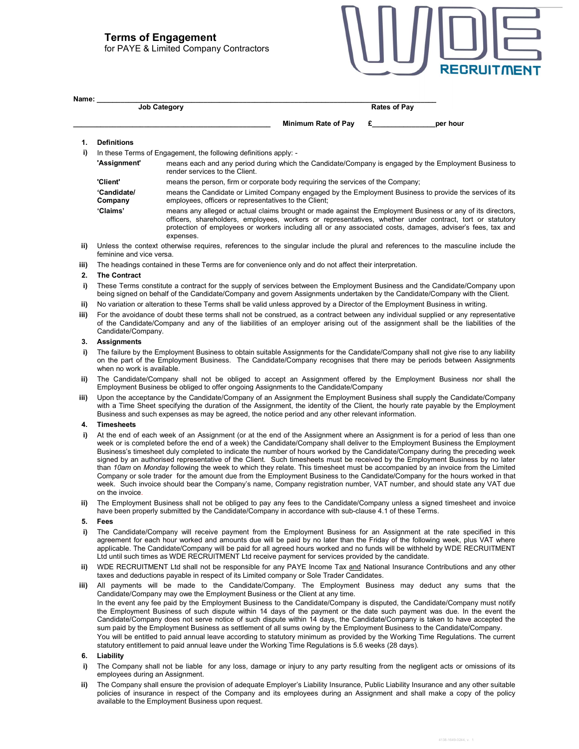# Terms of Engagement

for PAYE & Limited Company Contractors

WDE RECRUITMENT

**Name:** ______________________________________________________________________________

| **Job Category** | | **Rates of Pay** |
|---|---|---|
| ________________________________________________ | **Minimum Rate of Pay** | **£**_______________**per hour** |

**1. Definitions**

**i)** In these Terms of Engagement, the following definitions apply: -

| | |
|---|---|
| **'Assignment'** | means each and any period during which the Candidate/Company is engaged by the Employment Business to render services to the Client. |
| **'Client'** | means the person, firm or corporate body requiring the services of the Company; |
| **'Candidate/ Company** | means the Candidate or Limited Company engaged by the Employment Business to provide the services of its employees, officers or representatives to the Client; |
| **'Claims'** | means any alleged or actual claims brought or made against the Employment Business or any of its directors, officers, shareholders, employees, workers or representatives, whether under contract, tort or statutory protection of employees or workers including all or any associated costs, damages, adviser's fees, tax and expenses. |

**ii)** Unless the context otherwise requires, references to the singular include the plural and references to the masculine include the feminine and vice versa.

**iii)** The headings contained in these Terms are for convenience only and do not affect their interpretation.

**2. The Contract**

**i)** These Terms constitute a contract for the supply of services between the Employment Business and the Candidate/Company upon being signed on behalf of the Candidate/Company and govern Assignments undertaken by the Candidate/Company with the Client.

**ii)** No variation or alteration to these Terms shall be valid unless approved by a Director of the Employment Business in writing.

**iii)** For the avoidance of doubt these terms shall not be construed, as a contract between any individual supplied or any representative of the Candidate/Company and any of the liabilities of an employer arising out of the assignment shall be the liabilities of the Candidate/Company.

**3. Assignments**

**i)** The failure by the Employment Business to obtain suitable Assignments for the Candidate/Company shall not give rise to any liability on the part of the Employment Business. The Candidate/Company recognises that there may be periods between Assignments when no work is available.

**ii)** The Candidate/Company shall not be obliged to accept an Assignment offered by the Employment Business nor shall the Employment Business be obliged to offer ongoing Assignments to the Candidate/Company

**iii)** Upon the acceptance by the Candidate/Company of an Assignment the Employment Business shall supply the Candidate/Company with a Time Sheet specifying the duration of the Assignment, the identity of the Client, the hourly rate payable by the Employment Business and such expenses as may be agreed, the notice period and any other relevant information.

**4. Timesheets**

**i)** At the end of each week of an Assignment (or at the end of the Assignment where an Assignment is for a period of less than one week or is completed before the end of a week) the Candidate/Company shall deliver to the Employment Business the Employment Business's timesheet duly completed to indicate the number of hours worked by the Candidate/Company during the preceding week signed by an authorised representative of the Client. Such timesheets must be received by the Employment Business by no later than *10am* on *Monday* following the week to which they relate. This timesheet must be accompanied by an invoice from the Limited Company or sole trader for the amount due from the Employment Business to the Candidate/Company for the hours worked in that week. Such invoice should bear the Company's name, Company registration number, VAT number, and should state any VAT due on the invoice.

**ii)** The Employment Business shall not be obliged to pay any fees to the Candidate/Company unless a signed timesheet and invoice have been properly submitted by the Candidate/Company in accordance with sub-clause 4.1 of these Terms.

**5. Fees**

**i)** The Candidate/Company will receive payment from the Employment Business for an Assignment at the rate specified in this agreement for each hour worked and amounts due will be paid by no later than the Friday of the following week, plus VAT where applicable. The Candidate/Company will be paid for all agreed hours worked and no funds will be withheld by WDE RECRUITMENT Ltd until such times as WDE RECRUITMENT Ltd receive payment for services provided by the candidate.

**ii)** WDE RECRUITMENT Ltd shall not be responsible for any PAYE Income Tax and National Insurance Contributions and any other taxes and deductions payable in respect of its Limited company or Sole Trader Candidates.

**iii)** All payments will be made to the Candidate/Company. The Employment Business may deduct any sums that the Candidate/Company may owe the Employment Business or the Client at any time.
In the event any fee paid by the Employment Business to the Candidate/Company is disputed, the Candidate/Company must notify the Employment Business of such dispute within 14 days of the payment or the date such payment was due. In the event the Candidate/Company does not serve notice of such dispute within 14 days, the Candidate/Company is taken to have accepted the sum paid by the Employment Business as settlement of all sums owing by the Employment Business to the Candidate/Company.
You will be entitled to paid annual leave according to statutory minimum as provided by the Working Time Regulations. The current statutory entitlement to paid annual leave under the Working Time Regulations is 5.6 weeks (28 days).

**6. Liability**

**i)** The Company shall not be liable for any loss, damage or injury to any party resulting from the negligent acts or omissions of its employees during an Assignment.

**ii)** The Company shall ensure the provision of adequate Employer's Liability Insurance, Public Liability Insurance and any other suitable policies of insurance in respect of the Company and its employees during an Assignment and shall make a copy of the policy available to the Employment Business upon request.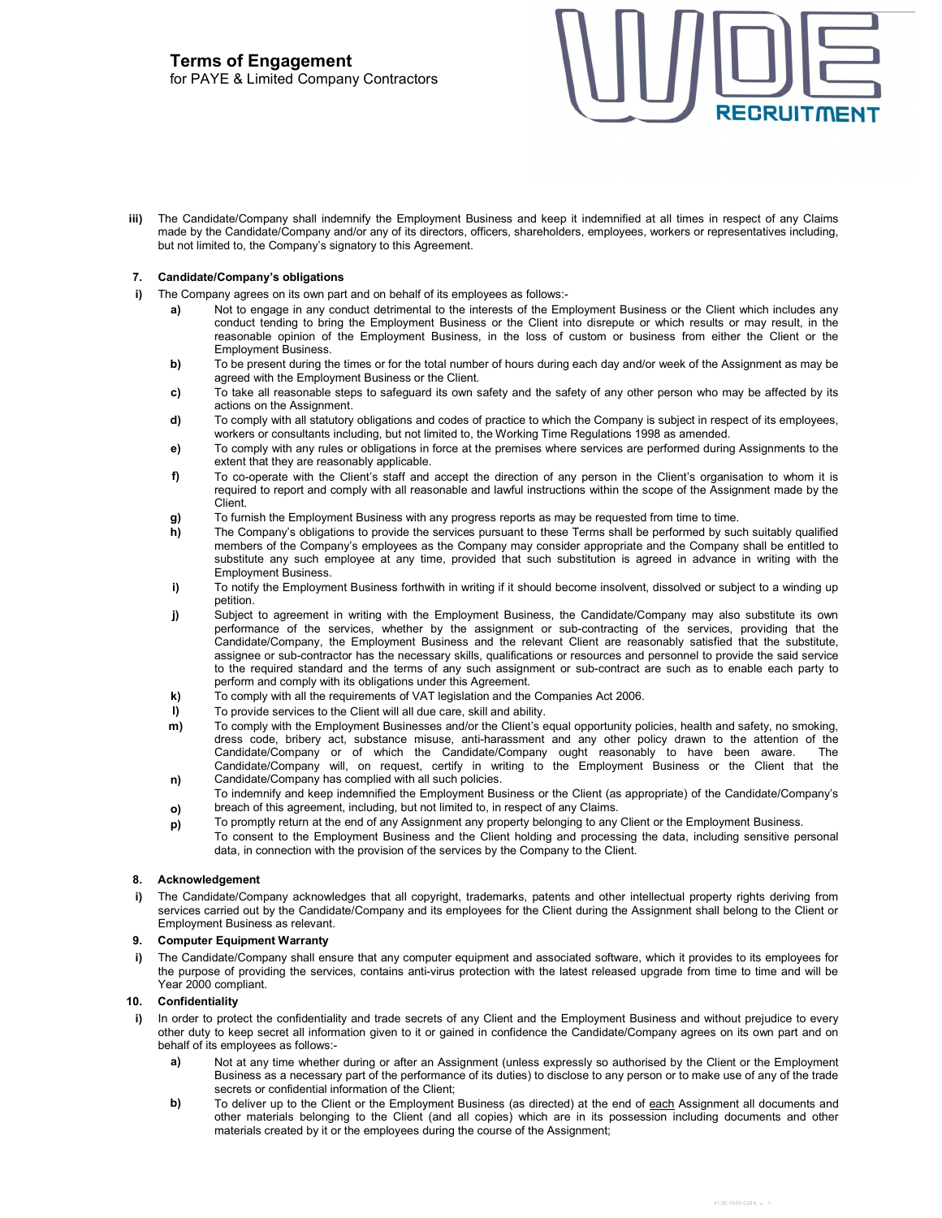**iii)** The Candidate/Company shall indemnify the Employment Business and keep it indemnified at all times in respect of any Claims made by the Candidate/Company and/or any of its directors, officers, shareholders, employees, workers or representatives including, but not limited to, the Company's signatory to this Agreement.

## 7. Candidate/Company's obligations

**i)** The Company agrees on its own part and on behalf of its employees as follows:-

- **a)** Not to engage in any conduct detrimental to the interests of the Employment Business or the Client which includes any conduct tending to bring the Employment Business or the Client into disrepute or which results or may result, in the reasonable opinion of the Employment Business, in the loss of custom or business from either the Client or the Employment Business.
- **b)** To be present during the times or for the total number of hours during each day and/or week of the Assignment as may be agreed with the Employment Business or the Client.
- **c)** To take all reasonable steps to safeguard its own safety and the safety of any other person who may be affected by its actions on the Assignment.
- **d)** To comply with all statutory obligations and codes of practice to which the Company is subject in respect of its employees, workers or consultants including, but not limited to, the Working Time Regulations 1998 as amended.
- **e)** To comply with any rules or obligations in force at the premises where services are performed during Assignments to the extent that they are reasonably applicable.
- **f)** To co-operate with the Client's staff and accept the direction of any person in the Client's organisation to whom it is required to report and comply with all reasonable and lawful instructions within the scope of the Assignment made by the Client.
- **g)** To furnish the Employment Business with any progress reports as may be requested from time to time.
- **h)** The Company's obligations to provide the services pursuant to these Terms shall be performed by such suitably qualified members of the Company's employees as the Company may consider appropriate and the Company shall be entitled to substitute any such employee at any time, provided that such substitution is agreed in advance in writing with the Employment Business.
- **i)** To notify the Employment Business forthwith in writing if it should become insolvent, dissolved or subject to a winding up petition.
- **j)** Subject to agreement in writing with the Employment Business, the Candidate/Company may also substitute its own performance of the services, whether by the assignment or sub-contracting of the services, providing that the Candidate/Company, the Employment Business and the relevant Client are reasonably satisfied that the substitute, assignee or sub-contractor has the necessary skills, qualifications or resources and personnel to provide the said service to the required standard and the terms of any such assignment or sub-contract are such as to enable each party to perform and comply with its obligations under this Agreement.
- **k)** To comply with all the requirements of VAT legislation and the Companies Act 2006.
- **l)** To provide services to the Client will all due care, skill and ability.
- **m)** To comply with the Employment Businesses and/or the Client's equal opportunity policies, health and safety, no smoking, dress code, bribery act, substance misuse, anti-harassment and any other policy drawn to the attention of the Candidate/Company or of which the Candidate/Company ought reasonably to have been aware. The Candidate/Company will, on request, certify in writing to the Employment Business or the Client that the Candidate/Company has complied with all such policies.
- **n)** To indemnify and keep indemnified the Employment Business or the Client (as appropriate) of the Candidate/Company's breach of this agreement, including, but not limited to, in respect of any Claims.
- **o)** To promptly return at the end of any Assignment any property belonging to any Client or the Employment Business.
- **p)** To consent to the Employment Business and the Client holding and processing the data, including sensitive personal data, in connection with the provision of the services by the Company to the Client.

## 8. Acknowledgement

**i)** The Candidate/Company acknowledges that all copyright, trademarks, patents and other intellectual property rights deriving from services carried out by the Candidate/Company and its employees for the Client during the Assignment shall belong to the Client or Employment Business as relevant.

## 9. Computer Equipment Warranty

**i)** The Candidate/Company shall ensure that any computer equipment and associated software, which it provides to its employees for the purpose of providing the services, contains anti-virus protection with the latest released upgrade from time to time and will be Year 2000 compliant.

## 10. Confidentiality

**i)** In order to protect the confidentiality and trade secrets of any Client and the Employment Business and without prejudice to every other duty to keep secret all information given to it or gained in confidence the Candidate/Company agrees on its own part and on behalf of its employees as follows:-

- **a)** Not at any time whether during or after an Assignment (unless expressly so authorised by the Client or the Employment Business as a necessary part of the performance of its duties) to disclose to any person or to make use of any of the trade secrets or confidential information of the Client;
- **b)** To deliver up to the Client or the Employment Business (as directed) at the end of <u>each</u> Assignment all documents and other materials belonging to the Client (and all copies) which are in its possession including documents and other materials created by it or the employees during the course of the Assignment;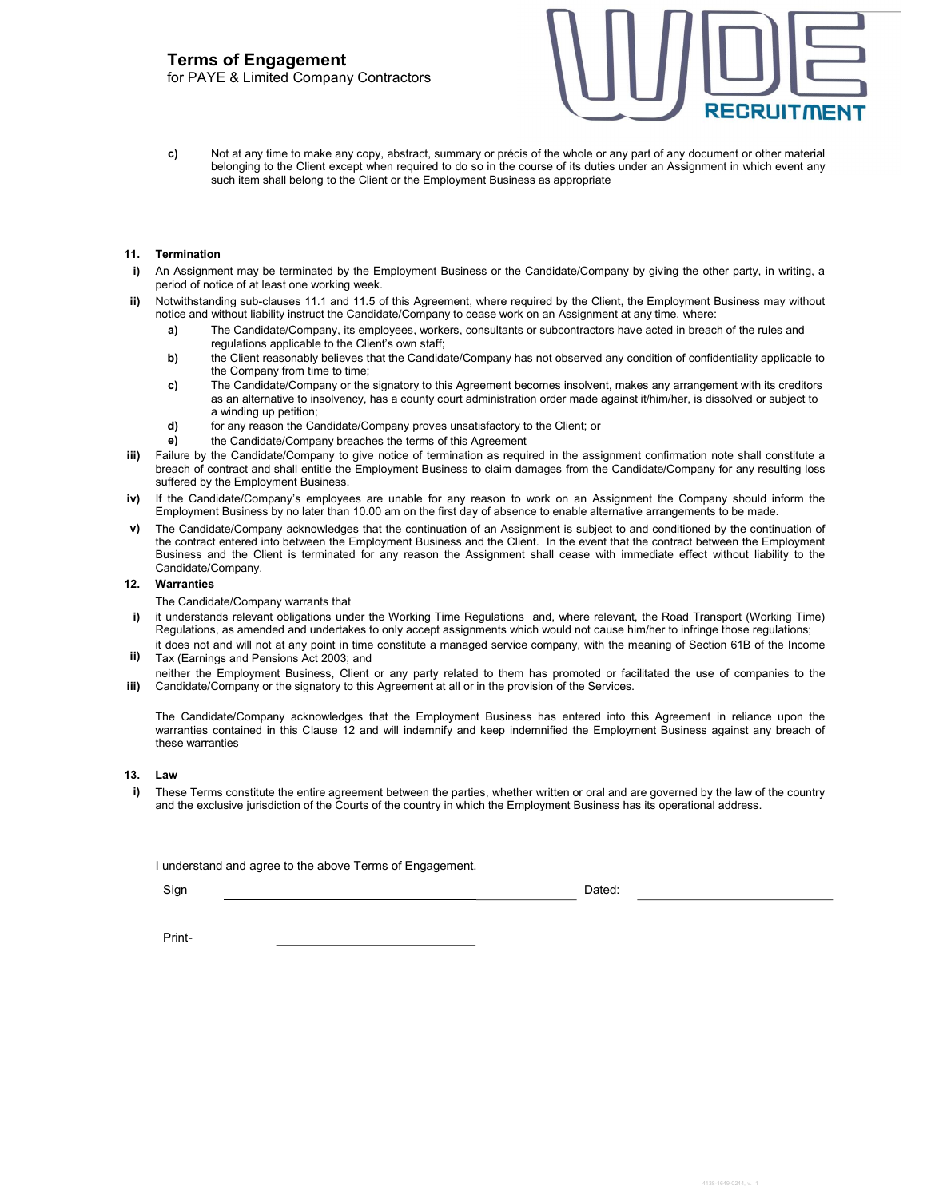**c)** Not at any time to make any copy, abstract, summary or précis of the whole or any part of any document or other material belonging to the Client except when required to do so in the course of its duties under an Assignment in which event any such item shall belong to the Client or the Employment Business as appropriate

## 11. Termination

**i)** An Assignment may be terminated by the Employment Business or the Candidate/Company by giving the other party, in writing, a period of notice of at least one working week.

**ii)** Notwithstanding sub-clauses 11.1 and 11.5 of this Agreement, where required by the Client, the Employment Business may without notice and without liability instruct the Candidate/Company to cease work on an Assignment at any time, where:

- **a)** The Candidate/Company, its employees, workers, consultants or subcontractors have acted in breach of the rules and regulations applicable to the Client's own staff;
- **b)** the Client reasonably believes that the Candidate/Company has not observed any condition of confidentiality applicable to the Company from time to time;
- **c)** The Candidate/Company or the signatory to this Agreement becomes insolvent, makes any arrangement with its creditors as an alternative to insolvency, has a county court administration order made against it/him/her, is dissolved or subject to a winding up petition;
- **d)** for any reason the Candidate/Company proves unsatisfactory to the Client; or
- **e)** the Candidate/Company breaches the terms of this Agreement

**iii)** Failure by the Candidate/Company to give notice of termination as required in the assignment confirmation note shall constitute a breach of contract and shall entitle the Employment Business to claim damages from the Candidate/Company for any resulting loss suffered by the Employment Business.

**iv)** If the Candidate/Company's employees are unable for any reason to work on an Assignment the Company should inform the Employment Business by no later than 10.00 am on the first day of absence to enable alternative arrangements to be made.

**v)** The Candidate/Company acknowledges that the continuation of an Assignment is subject to and conditioned by the continuation of the contract entered into between the Employment Business and the Client. In the event that the contract between the Employment Business and the Client is terminated for any reason the Assignment shall cease with immediate effect without liability to the Candidate/Company.

## 12. Warranties

The Candidate/Company warrants that

**i)** it understands relevant obligations under the Working Time Regulations and, where relevant, the Road Transport (Working Time) Regulations, as amended and undertakes to only accept assignments which would not cause him/her to infringe those regulations;

**ii)** it does not and will not at any point in time constitute a managed service company, with the meaning of Section 61B of the Income Tax (Earnings and Pensions Act 2003; and

**iii)** neither the Employment Business, Client or any party related to them has promoted or facilitated the use of companies to the Candidate/Company or the signatory to this Agreement at all or in the provision of the Services.

The Candidate/Company acknowledges that the Employment Business has entered into this Agreement in reliance upon the warranties contained in this Clause 12 and will indemnify and keep indemnified the Employment Business against any breach of these warranties

## 13. Law

**i)** These Terms constitute the entire agreement between the parties, whether written or oral and are governed by the law of the country and the exclusive jurisdiction of the Courts of the country in which the Employment Business has its operational address.

I understand and agree to the above Terms of Engagement.

Sign \_\_\_\_\_\_\_\_\_\_\_\_\_\_\_\_\_\_\_\_\_\_\_\_\_\_\_\_\_\_ Dated: \_\_\_\_\_\_\_\_\_\_\_\_\_\_\_\_\_\_\_\_

Print- \_\_\_\_\_\_\_\_\_\_\_\_\_\_\_\_\_\_\_\_\_\_\_\_